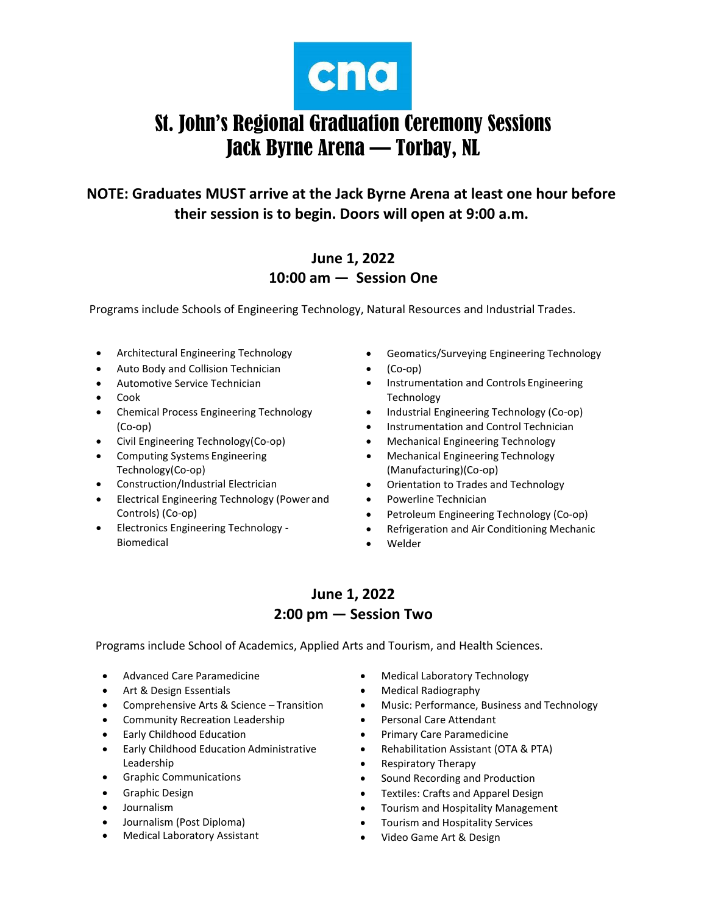cna

# St. John's Regional Graduation Ceremony Sessions
# Jack Byrne Arena — Torbay, NL

**NOTE: Graduates MUST arrive at the Jack Byrne Arena at least one hour before their session is to begin. Doors will open at 9:00 a.m.**

## June 1, 2022
## 10:00 am — Session One

Programs include Schools of Engineering Technology, Natural Resources and Industrial Trades.

- Architectural Engineering Technology
- Auto Body and Collision Technician
- Automotive Service Technician
- Cook
- Chemical Process Engineering Technology (Co-op)
- Civil Engineering Technology(Co-op)
- Computing Systems Engineering Technology(Co-op)
- Construction/Industrial Electrician
- Electrical Engineering Technology (Power and Controls) (Co-op)
- Electronics Engineering Technology - Biomedical
- Geomatics/Surveying Engineering Technology
- (Co-op)
- Instrumentation and Controls Engineering Technology
- Industrial Engineering Technology (Co-op)
- Instrumentation and Control Technician
- Mechanical Engineering Technology
- Mechanical Engineering Technology (Manufacturing)(Co-op)
- Orientation to Trades and Technology
- Powerline Technician
- Petroleum Engineering Technology (Co-op)
- Refrigeration and Air Conditioning Mechanic
- Welder

## June 1, 2022
## 2:00 pm — Session Two

Programs include School of Academics, Applied Arts and Tourism, and Health Sciences.

- Advanced Care Paramedicine
- Art & Design Essentials
- Comprehensive Arts & Science – Transition
- Community Recreation Leadership
- Early Childhood Education
- Early Childhood Education Administrative Leadership
- Graphic Communications
- Graphic Design
- Journalism
- Journalism (Post Diploma)
- Medical Laboratory Assistant
- Medical Laboratory Technology
- Medical Radiography
- Music: Performance, Business and Technology
- Personal Care Attendant
- Primary Care Paramedicine
- Rehabilitation Assistant (OTA & PTA)
- Respiratory Therapy
- Sound Recording and Production
- Textiles: Crafts and Apparel Design
- Tourism and Hospitality Management
- Tourism and Hospitality Services
- Video Game Art & Design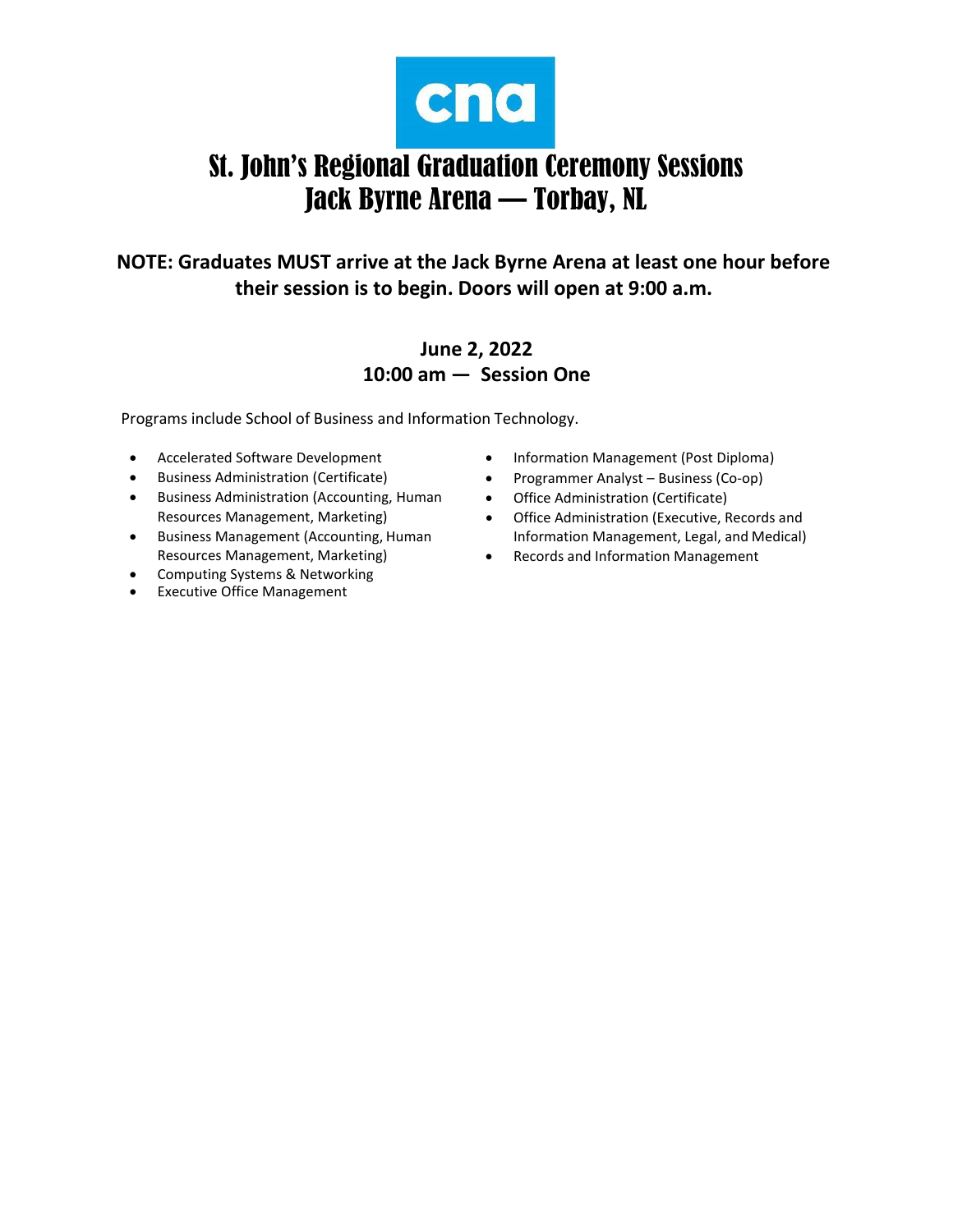cna

# St. John's Regional Graduation Ceremony Sessions
# Jack Byrne Arena — Torbay, NL

**NOTE: Graduates MUST arrive at the Jack Byrne Arena at least one hour before their session is to begin. Doors will open at 9:00 a.m.**

## June 2, 2022
## 10:00 am — Session One

Programs include School of Business and Information Technology.

- Accelerated Software Development
- Business Administration (Certificate)
- Business Administration (Accounting, Human Resources Management, Marketing)
- Business Management (Accounting, Human Resources Management, Marketing)
- Computing Systems & Networking
- Executive Office Management
- Information Management (Post Diploma)
- Programmer Analyst – Business (Co-op)
- Office Administration (Certificate)
- Office Administration (Executive, Records and Information Management, Legal, and Medical)
- Records and Information Management